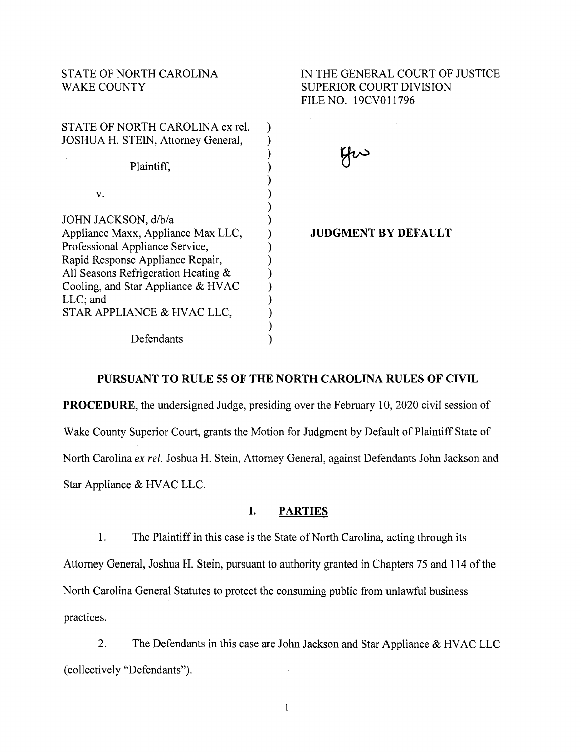STATE OF NORTH CAROLINA
WAKE COUNTY

IN THE GENERAL COURT OF JUSTICE
SUPERIOR COURT DIVISION
FILE NO. 19CV011796

STATE OF NORTH CAROLINA ex rel.
JOSHUA H. STEIN, Attorney General,

Plaintiff,

v.

JOHN JACKSON, d/b/a
Appliance Maxx, Appliance Max LLC,
Professional Appliance Service,
Rapid Response Appliance Repair,
All Seasons Refrigeration Heating &
Cooling, and Star Appliance & HVAC
LLC; and
STAR APPLIANCE & HVAC LLC,

Defendants

**JUDGMENT BY DEFAULT**

**PURSUANT TO RULE 55 OF THE NORTH CAROLINA RULES OF CIVIL PROCEDURE**, the undersigned Judge, presiding over the February 10, 2020 civil session of Wake County Superior Court, grants the Motion for Judgment by Default of Plaintiff State of North Carolina *ex rel.* Joshua H. Stein, Attorney General, against Defendants John Jackson and Star Appliance & HVAC LLC.

## I. PARTIES

1. The Plaintiff in this case is the State of North Carolina, acting through its Attorney General, Joshua H. Stein, pursuant to authority granted in Chapters 75 and 114 of the North Carolina General Statutes to protect the consuming public from unlawful business practices.

2. The Defendants in this case are John Jackson and Star Appliance & HVAC LLC (collectively "Defendants").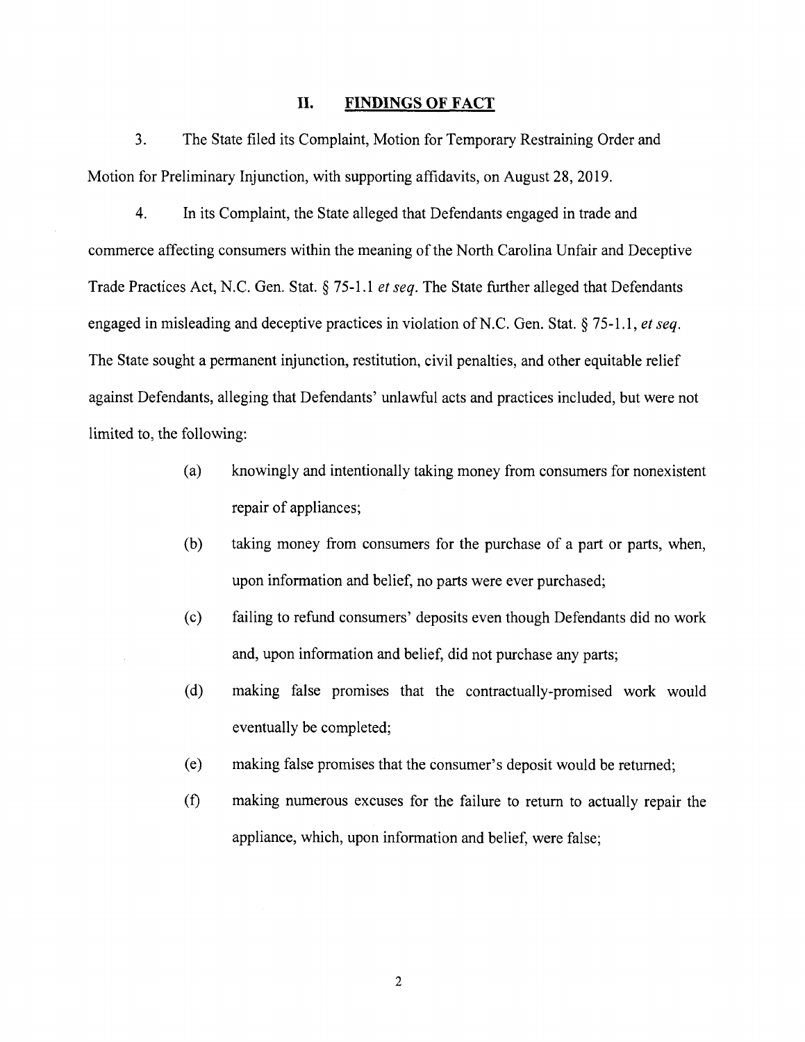## II. FINDINGS OF FACT

3. The State filed its Complaint, Motion for Temporary Restraining Order and Motion for Preliminary Injunction, with supporting affidavits, on August 28, 2019.

4. In its Complaint, the State alleged that Defendants engaged in trade and commerce affecting consumers within the meaning of the North Carolina Unfair and Deceptive Trade Practices Act, N.C. Gen. Stat. § 75-1.1 *et seq*. The State further alleged that Defendants engaged in misleading and deceptive practices in violation of N.C. Gen. Stat. § 75-1.1, *et seq*. The State sought a permanent injunction, restitution, civil penalties, and other equitable relief against Defendants, alleging that Defendants' unlawful acts and practices included, but were not limited to, the following:

(a) knowingly and intentionally taking money from consumers for nonexistent repair of appliances;

(b) taking money from consumers for the purchase of a part or parts, when, upon information and belief, no parts were ever purchased;

(c) failing to refund consumers' deposits even though Defendants did no work and, upon information and belief, did not purchase any parts;

(d) making false promises that the contractually-promised work would eventually be completed;

(e) making false promises that the consumer's deposit would be returned;

(f) making numerous excuses for the failure to return to actually repair the appliance, which, upon information and belief, were false;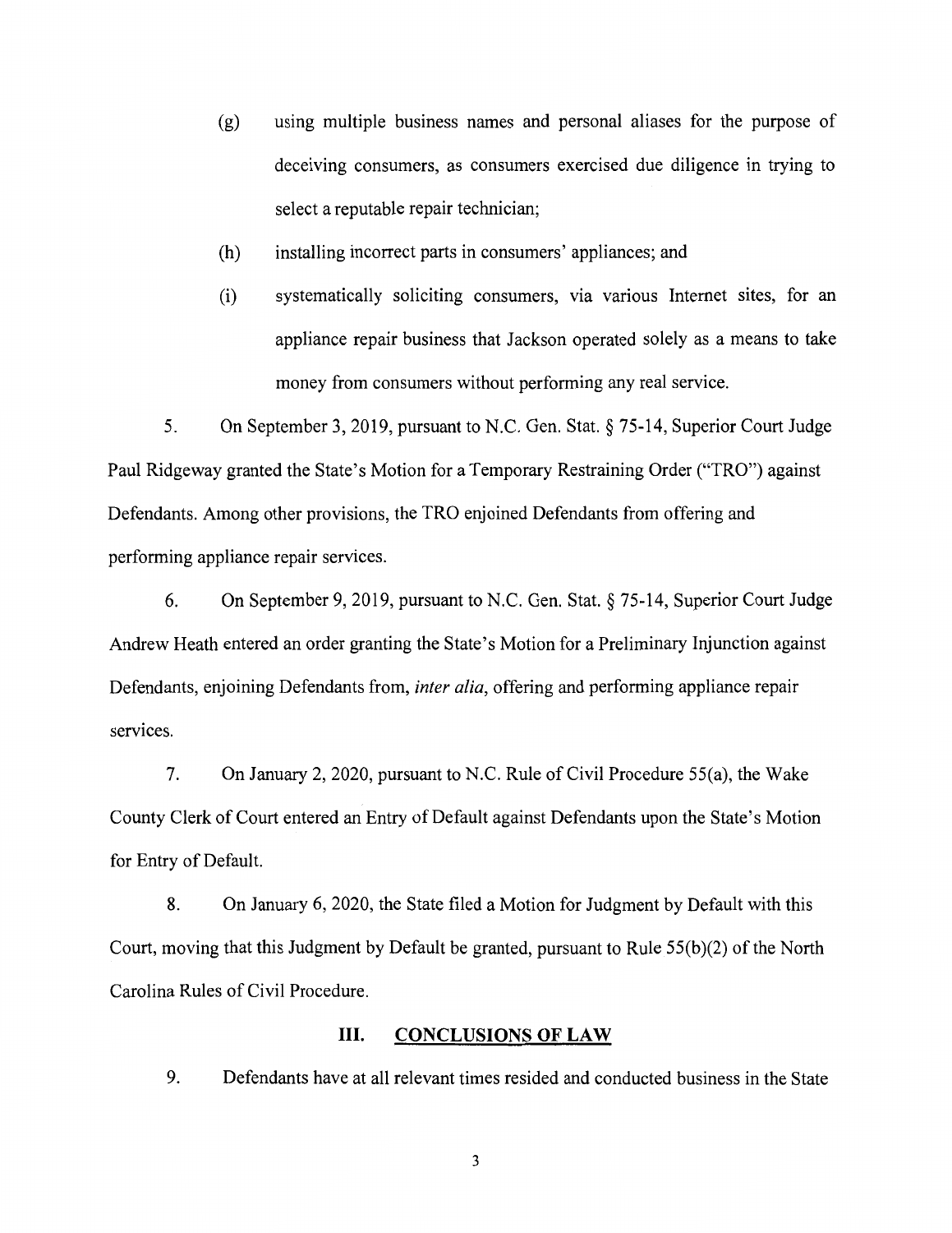(g) using multiple business names and personal aliases for the purpose of deceiving consumers, as consumers exercised due diligence in trying to select a reputable repair technician;

(h) installing incorrect parts in consumers' appliances; and

(i) systematically soliciting consumers, via various Internet sites, for an appliance repair business that Jackson operated solely as a means to take money from consumers without performing any real service.

5. On September 3, 2019, pursuant to N.C. Gen. Stat. § 75-14, Superior Court Judge Paul Ridgeway granted the State's Motion for a Temporary Restraining Order ("TRO") against Defendants. Among other provisions, the TRO enjoined Defendants from offering and performing appliance repair services.

6. On September 9, 2019, pursuant to N.C. Gen. Stat. § 75-14, Superior Court Judge Andrew Heath entered an order granting the State's Motion for a Preliminary Injunction against Defendants, enjoining Defendants from, *inter alia*, offering and performing appliance repair services.

7. On January 2, 2020, pursuant to N.C. Rule of Civil Procedure 55(a), the Wake County Clerk of Court entered an Entry of Default against Defendants upon the State's Motion for Entry of Default.

8. On January 6, 2020, the State filed a Motion for Judgment by Default with this Court, moving that this Judgment by Default be granted, pursuant to Rule 55(b)(2) of the North Carolina Rules of Civil Procedure.

## III. CONCLUSIONS OF LAW

9. Defendants have at all relevant times resided and conducted business in the State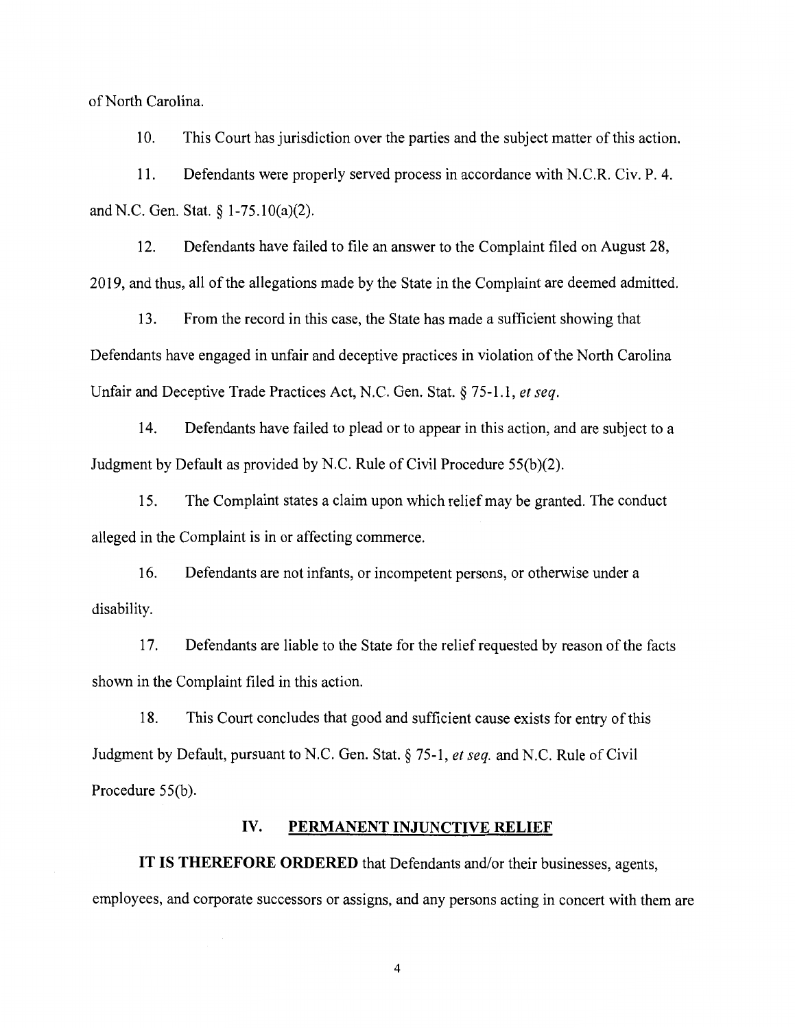of North Carolina.

10. This Court has jurisdiction over the parties and the subject matter of this action.

11. Defendants were properly served process in accordance with N.C.R. Civ. P. 4. and N.C. Gen. Stat. § 1-75.10(a)(2).

12. Defendants have failed to file an answer to the Complaint filed on August 28, 2019, and thus, all of the allegations made by the State in the Complaint are deemed admitted.

13. From the record in this case, the State has made a sufficient showing that Defendants have engaged in unfair and deceptive practices in violation of the North Carolina Unfair and Deceptive Trade Practices Act, N.C. Gen. Stat. § 75-1.1, *et seq.*

14. Defendants have failed to plead or to appear in this action, and are subject to a Judgment by Default as provided by N.C. Rule of Civil Procedure 55(b)(2).

15. The Complaint states a claim upon which relief may be granted. The conduct alleged in the Complaint is in or affecting commerce.

16. Defendants are not infants, or incompetent persons, or otherwise under a disability.

17. Defendants are liable to the State for the relief requested by reason of the facts shown in the Complaint filed in this action.

18. This Court concludes that good and sufficient cause exists for entry of this Judgment by Default, pursuant to N.C. Gen. Stat. § 75-1, *et seq.* and N.C. Rule of Civil Procedure 55(b).

## IV. PERMANENT INJUNCTIVE RELIEF

**IT IS THEREFORE ORDERED** that Defendants and/or their businesses, agents, employees, and corporate successors or assigns, and any persons acting in concert with them are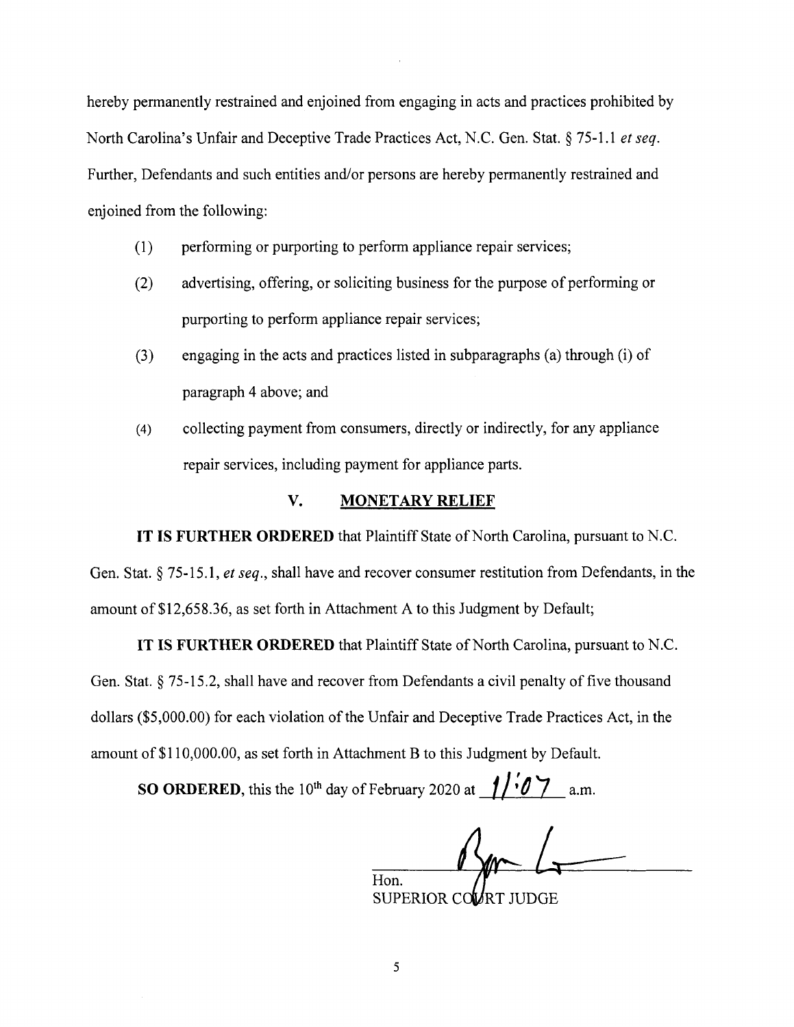hereby permanently restrained and enjoined from engaging in acts and practices prohibited by North Carolina's Unfair and Deceptive Trade Practices Act, N.C. Gen. Stat. § 75-1.1 *et seq*. Further, Defendants and such entities and/or persons are hereby permanently restrained and enjoined from the following:

(1) performing or purporting to perform appliance repair services;

(2) advertising, offering, or soliciting business for the purpose of performing or purporting to perform appliance repair services;

(3) engaging in the acts and practices listed in subparagraphs (a) through (i) of paragraph 4 above; and

(4) collecting payment from consumers, directly or indirectly, for any appliance repair services, including payment for appliance parts.

## V. MONETARY RELIEF

**IT IS FURTHER ORDERED** that Plaintiff State of North Carolina, pursuant to N.C. Gen. Stat. § 75-15.1, *et seq*., shall have and recover consumer restitution from Defendants, in the amount of $12,658.36, as set forth in Attachment A to this Judgment by Default;

**IT IS FURTHER ORDERED** that Plaintiff State of North Carolina, pursuant to N.C. Gen. Stat. § 75-15.2, shall have and recover from Defendants a civil penalty of five thousand dollars ($5,000.00) for each violation of the Unfair and Deceptive Trade Practices Act, in the amount of $110,000.00, as set forth in Attachment B to this Judgment by Default.

**SO ORDERED**, this the 10th day of February 2020 at 11:07 a.m.

Hon.
SUPERIOR COURT JUDGE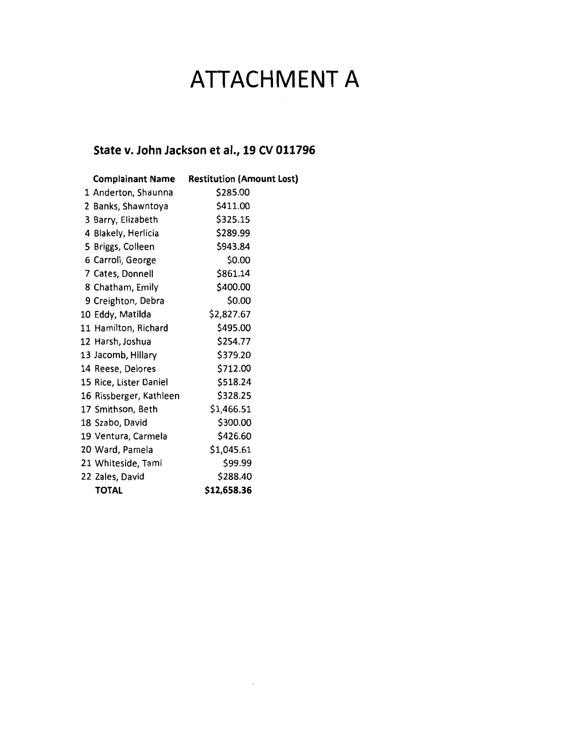# ATTACHMENT A

### State v. John Jackson et al., 19 CV 011796

| | Complainant Name | Restitution (Amount Lost) |
|---|---|---|
| 1 | Anderton, Shaunna | $285.00 |
| 2 | Banks, Shawntoya | $411.00 |
| 3 | Barry, Elizabeth | $325.15 |
| 4 | Blakely, Herlicia | $289.99 |
| 5 | Briggs, Colleen | $943.84 |
| 6 | Carroll, George | $0.00 |
| 7 | Cates, Donnell | $861.14 |
| 8 | Chatham, Emily | $400.00 |
| 9 | Creighton, Debra | $0.00 |
| 10 | Eddy, Matilda | $2,827.67 |
| 11 | Hamilton, Richard | $495.00 |
| 12 | Harsh, Joshua | $254.77 |
| 13 | Jacomb, Hillary | $379.20 |
| 14 | Reese, Delores | $712.00 |
| 15 | Rice, Lister Daniel | $518.24 |
| 16 | Rissberger, Kathleen | $328.25 |
| 17 | Smithson, Beth | $1,466.51 |
| 18 | Szabo, David | $300.00 |
| 19 | Ventura, Carmela | $426.60 |
| 20 | Ward, Pamela | $1,045.61 |
| 21 | Whiteside, Tami | $99.99 |
| 22 | Zales, David | $288.40 |
| | **TOTAL** | **$12,658.36** |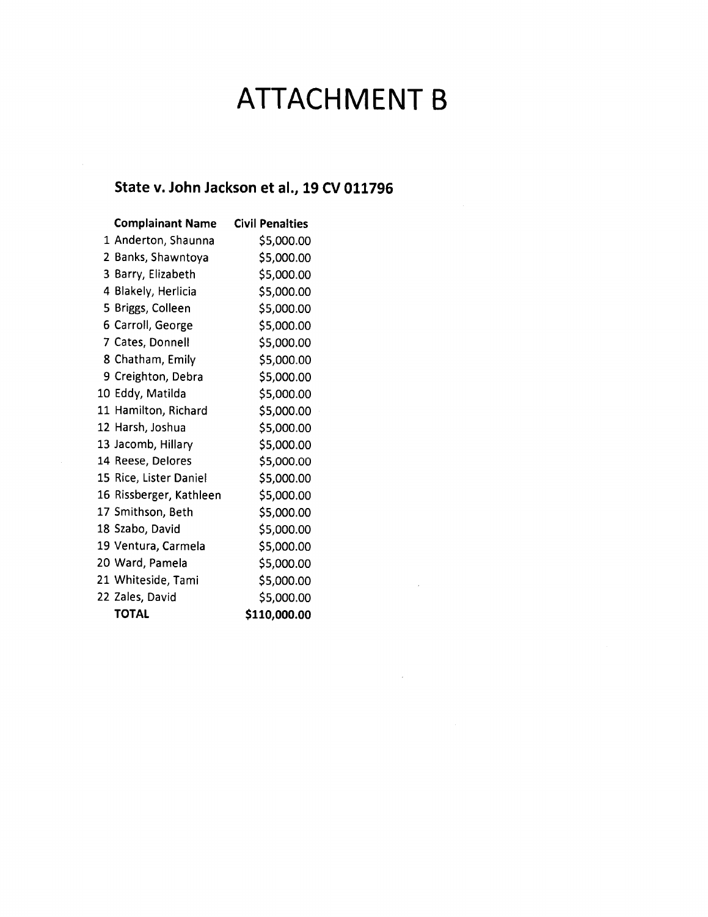# ATTACHMENT B

### State v. John Jackson et al., 19 CV 011796

| | Complainant Name | Civil Penalties |
|---|---|---|
| 1 | Anderton, Shaunna | $5,000.00 |
| 2 | Banks, Shawntoya | $5,000.00 |
| 3 | Barry, Elizabeth | $5,000.00 |
| 4 | Blakely, Herlicia | $5,000.00 |
| 5 | Briggs, Colleen | $5,000.00 |
| 6 | Carroll, George | $5,000.00 |
| 7 | Cates, Donnell | $5,000.00 |
| 8 | Chatham, Emily | $5,000.00 |
| 9 | Creighton, Debra | $5,000.00 |
| 10 | Eddy, Matilda | $5,000.00 |
| 11 | Hamilton, Richard | $5,000.00 |
| 12 | Harsh, Joshua | $5,000.00 |
| 13 | Jacomb, Hillary | $5,000.00 |
| 14 | Reese, Delores | $5,000.00 |
| 15 | Rice, Lister Daniel | $5,000.00 |
| 16 | Rissberger, Kathleen | $5,000.00 |
| 17 | Smithson, Beth | $5,000.00 |
| 18 | Szabo, David | $5,000.00 |
| 19 | Ventura, Carmela | $5,000.00 |
| 20 | Ward, Pamela | $5,000.00 |
| 21 | Whiteside, Tami | $5,000.00 |
| 22 | Zales, David | $5,000.00 |
| | **TOTAL** | **$110,000.00** |